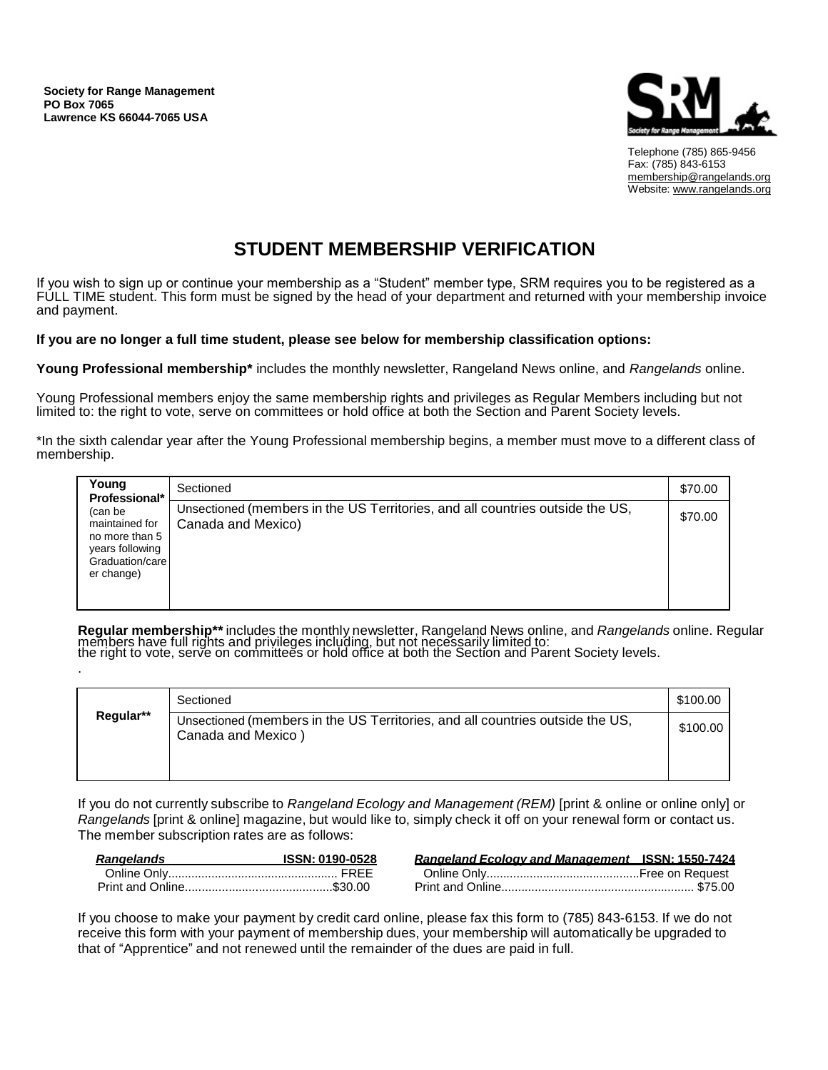**Society for Range Management**
**PO Box 7065**
**Lawrence KS 66044-7065 USA**

Telephone (785) 865-9456
Fax: (785) 843-6153
membership@rangelands.org
Website: www.rangelands.org

# STUDENT MEMBERSHIP VERIFICATION

If you wish to sign up or continue your membership as a "Student" member type, SRM requires you to be registered as a FULL TIME student. This form must be signed by the head of your department and returned with your membership invoice and payment.

**If you are no longer a full time student, please see below for membership classification options:**

**Young Professional membership*** includes the monthly newsletter, Rangeland News online, and *Rangelands* online.

Young Professional members enjoy the same membership rights and privileges as Regular Members including but not limited to: the right to vote, serve on committees or hold office at both the Section and Parent Society levels.

*In the sixth calendar year after the Young Professional membership begins, a member must move to a different class of membership.

| Membership | Type | Dues |
|---|---|---|
| **Young Professional*** (can be maintained for no more than 5 years following Graduation/career change) | Sectioned | $70.00 |
| | Unsectioned (members in the US Territories, and all countries outside the US, Canada and Mexico) | $70.00 |

**Regular membership**** includes the monthly newsletter, Rangeland News online, and *Rangelands* online. Regular members have full rights and privileges including, but not necessarily limited to: the right to vote, serve on committees or hold office at both the Section and Parent Society levels.

.

| Membership | Type | Dues |
|---|---|---|
| **Regular**** | Sectioned | $100.00 |
| | Unsectioned (members in the US Territories, and all countries outside the US, Canada and Mexico ) | $100.00 |

If you do not currently subscribe to *Rangeland Ecology and Management (REM)* [print & online or online only] or *Rangelands* [print & online] magazine, but would like to, simply check it off on your renewal form or contact us. The member subscription rates are as follows:

***Rangelands*** **ISSN: 0190-0528**
Online Only.................................................. FREE
Print and Online...........................................$30.00

***Rangeland Ecology and Management*** **ISSN: 1550-7424**
Online Only.............................................Free on Request
Print and Online......................................................... $75.00

If you choose to make your payment by credit card online, please fax this form to (785) 843-6153. If we do not receive this form with your payment of membership dues, your membership will automatically be upgraded to that of "Apprentice" and not renewed until the remainder of the dues are paid in full.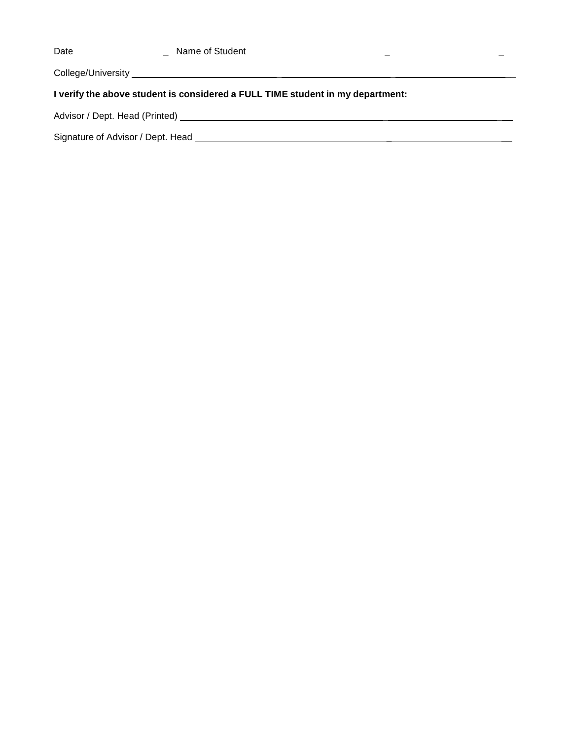Date ___________________ Name of Student ______________________________________________________

College/University ___________________________________________________________________________

**I verify the above student is considered a FULL TIME student in my department:**

Advisor / Dept. Head (Printed) _____________________________________________________________

Signature of Advisor / Dept. Head __________________________________________________________